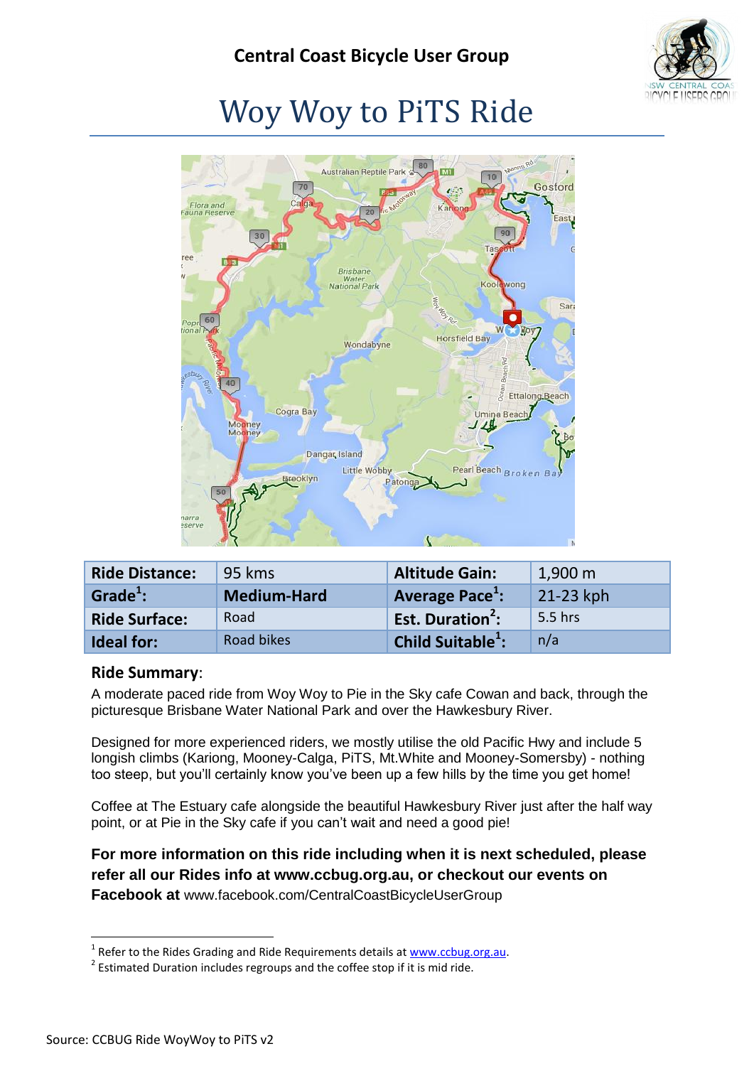## Central Coast Bicycle User Group

# Woy Woy to PiTS Ride

| Ride Distance: | 95 kms | Altitude Gain: | 1,900 m |
|---|---|---|---|
| Grade[1]: | **Medium-Hard** | Average Pace[1]: | 21-23 kph |
| Ride Surface: | Road | Est. Duration[2]: | 5.5 hrs |
| Ideal for: | Road bikes | Child Suitable[1]: | n/a |

### Ride Summary:

A moderate paced ride from Woy Woy to Pie in the Sky cafe Cowan and back, through the picturesque Brisbane Water National Park and over the Hawkesbury River.

Designed for more experienced riders, we mostly utilise the old Pacific Hwy and include 5 longish climbs (Kariong, Mooney-Calga, PiTS, Mt.White and Mooney-Somersby) - nothing too steep, but you'll certainly know you've been up a few hills by the time you get home!

Coffee at The Estuary cafe alongside the beautiful Hawkesbury River just after the half way point, or at Pie in the Sky cafe if you can't wait and need a good pie!

**For more information on this ride including when it is next scheduled, please refer all our Rides info at www.ccbug.org.au, or checkout our events on Facebook at** www.facebook.com/CentralCoastBicycleUserGroup

[1] Refer to the Rides Grading and Ride Requirements details at www.ccbug.org.au.

[2] Estimated Duration includes regroups and the coffee stop if it is mid ride.

Source: CCBUG Ride WoyWoy to PiTS v2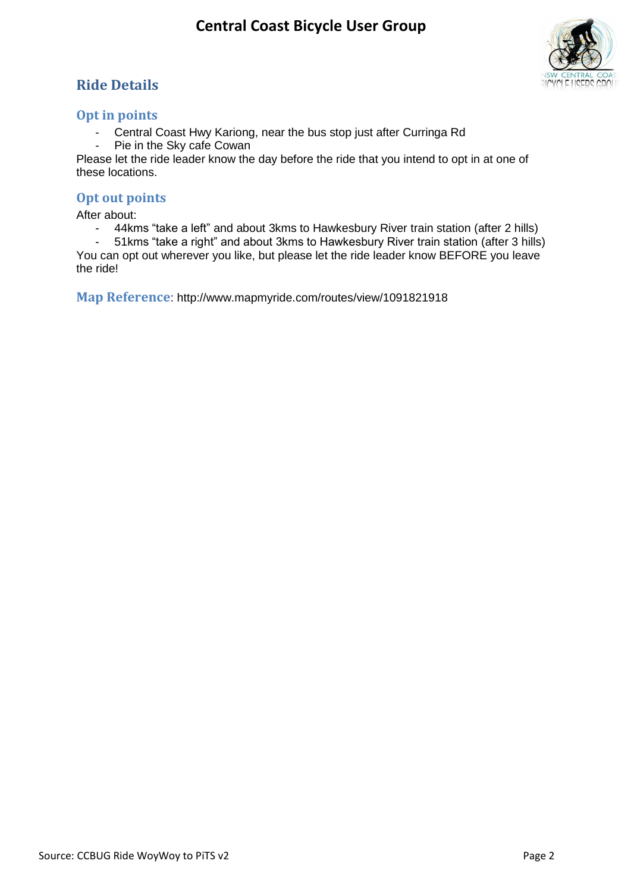## Ride Details

### Opt in points

- Central Coast Hwy Kariong, near the bus stop just after Curringa Rd
- Pie in the Sky cafe Cowan

Please let the ride leader know the day before the ride that you intend to opt in at one of these locations.

### Opt out points

After about:

- 44kms "take a left" and about 3kms to Hawkesbury River train station (after 2 hills)
- 51kms "take a right" and about 3kms to Hawkesbury River train station (after 3 hills)

You can opt out wherever you like, but please let the ride leader know BEFORE you leave the ride!

**Map Reference**: http://www.mapmyride.com/routes/view/1091821918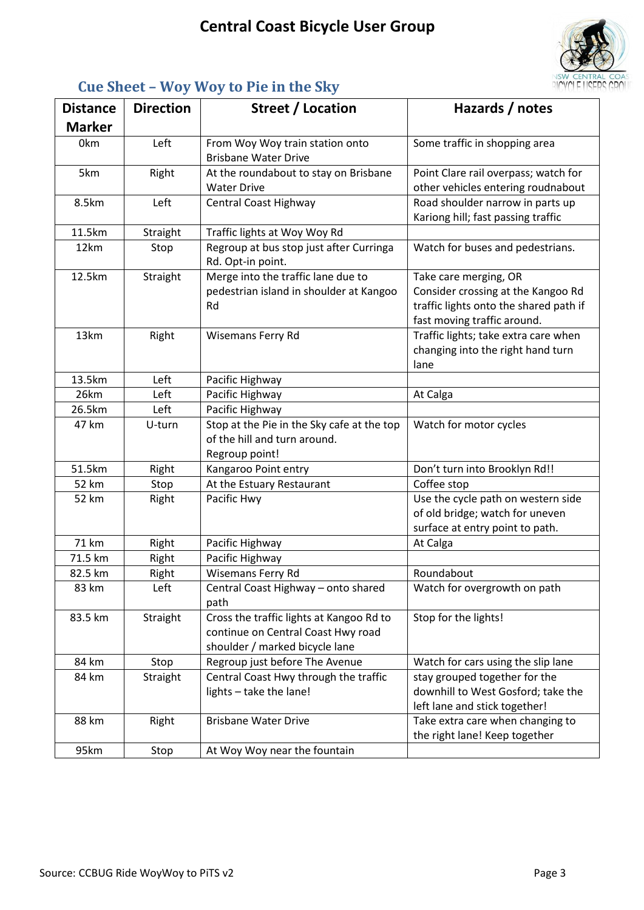# Central Coast Bicycle User Group

## Cue Sheet – Woy Woy to Pie in the Sky

| Distance Marker | Direction | Street / Location | Hazards / notes |
|---|---|---|---|
| 0km | Left | From Woy Woy train station onto Brisbane Water Drive | Some traffic in shopping area |
| 5km | Right | At the roundabout to stay on Brisbane Water Drive | Point Clare rail overpass; watch for other vehicles entering roudnabout |
| 8.5km | Left | Central Coast Highway | Road shoulder narrow in parts up Kariong hill; fast passing traffic |
| 11.5km | Straight | Traffic lights at Woy Woy Rd | |
| 12km | Stop | Regroup at bus stop just after Curringa Rd. Opt-in point. | Watch for buses and pedestrians. |
| 12.5km | Straight | Merge into the traffic lane due to pedestrian island in shoulder at Kangoo Rd | Take care merging, OR Consider crossing at the Kangoo Rd traffic lights onto the shared path if fast moving traffic around. |
| 13km | Right | Wisemans Ferry Rd | Traffic lights; take extra care when changing into the right hand turn lane |
| 13.5km | Left | Pacific Highway | |
| 26km | Left | Pacific Highway | At Calga |
| 26.5km | Left | Pacific Highway | |
| 47 km | U-turn | Stop at the Pie in the Sky cafe at the top of the hill and turn around. Regroup point! | Watch for motor cycles |
| 51.5km | Right | Kangaroo Point entry | Don't turn into Brooklyn Rd!! |
| 52 km | Stop | At the Estuary Restaurant | Coffee stop |
| 52 km | Right | Pacific Hwy | Use the cycle path on western side of old bridge; watch for uneven surface at entry point to path. |
| 71 km | Right | Pacific Highway | At Calga |
| 71.5 km | Right | Pacific Highway | |
| 82.5 km | Right | Wisemans Ferry Rd | Roundabout |
| 83 km | Left | Central Coast Highway – onto shared path | Watch for overgrowth on path |
| 83.5 km | Straight | Cross the traffic lights at Kangoo Rd to continue on Central Coast Hwy road shoulder / marked bicycle lane | Stop for the lights! |
| 84 km | Stop | Regroup just before The Avenue | Watch for cars using the slip lane |
| 84 km | Straight | Central Coast Hwy through the traffic lights – take the lane! | stay grouped together for the downhill to West Gosford; take the left lane and stick together! |
| 88 km | Right | Brisbane Water Drive | Take extra care when changing to the right lane! Keep together |
| 95km | Stop | At Woy Woy near the fountain | |

Source: CCBUG Ride WoyWoy to PiTS v2